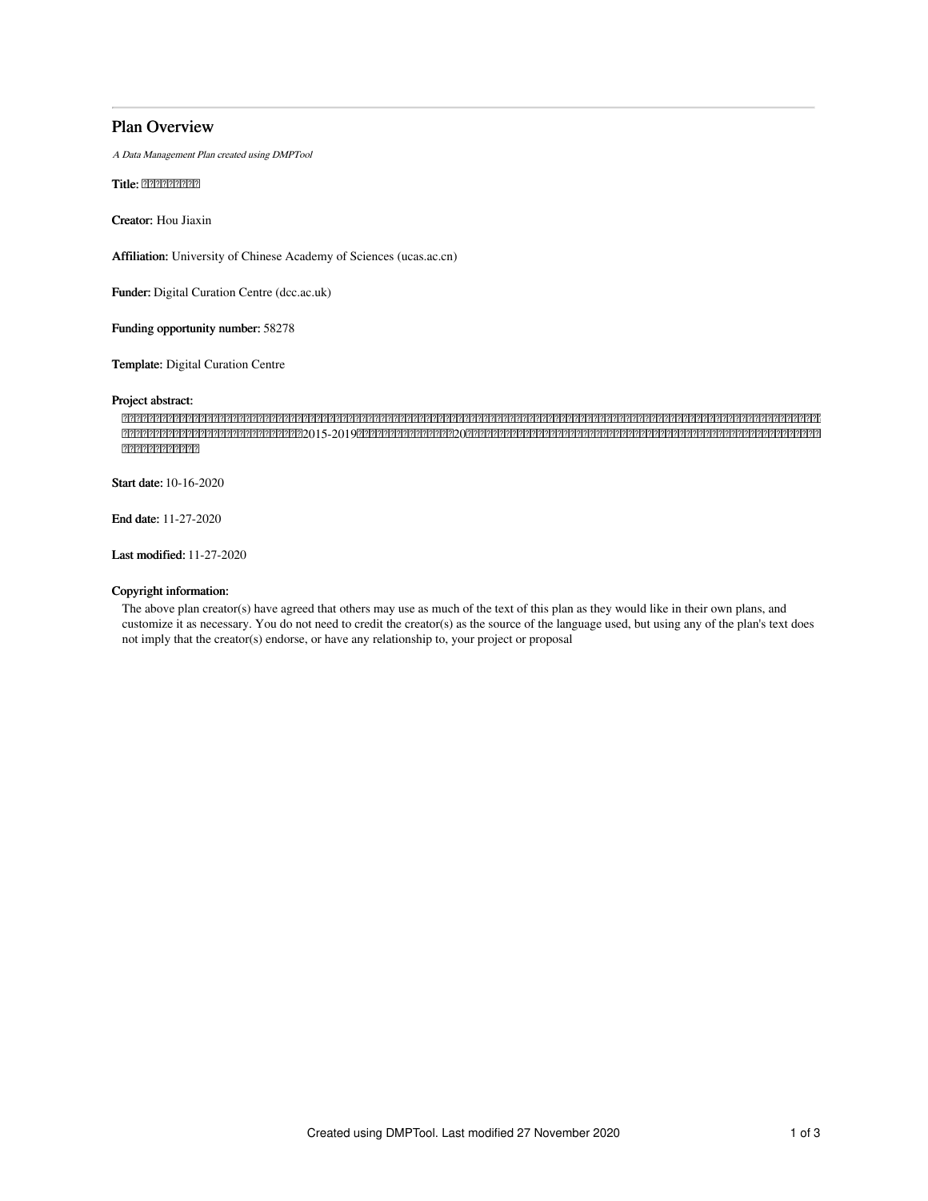# Plan Overview

*A Data Management Plan created using DMPTool*

**Title:** □□□□□□□□□

**Creator:** Hou Jiaxin

**Affiliation:** University of Chinese Academy of Sciences (ucas.ac.cn)

**Funder:** Digital Curation Centre (dcc.ac.uk)

**Funding opportunity number:** 58278

**Template:** Digital Curation Centre

**Project abstract:**

□□□□□□□□□□□□□□□□□□□□□□□□□□□□□□□□□□□□□□□□□□□□□□□□□□□□□□□□□□□□□□□□□□□□□□□□□□□□□□□□□□□□□□□□□□□□□□□□□□□□□□□□□□□□□□□□□□□□□□□□□□□□□□□□□□□2015-2019□□□□□□□□□□□□□20□□□□□□□□□□□□□□□□□□□□□□□□□□□□□□□□□□□□□□□□□□□□□□□□□□□□□□□□□□□□□

**Start date:** 10-16-2020

**End date:** 11-27-2020

**Last modified:** 11-27-2020

**Copyright information:**

The above plan creator(s) have agreed that others may use as much of the text of this plan as they would like in their own plans, and customize it as necessary. You do not need to credit the creator(s) as the source of the language used, but using any of the plan's text does not imply that the creator(s) endorse, or have any relationship to, your project or proposal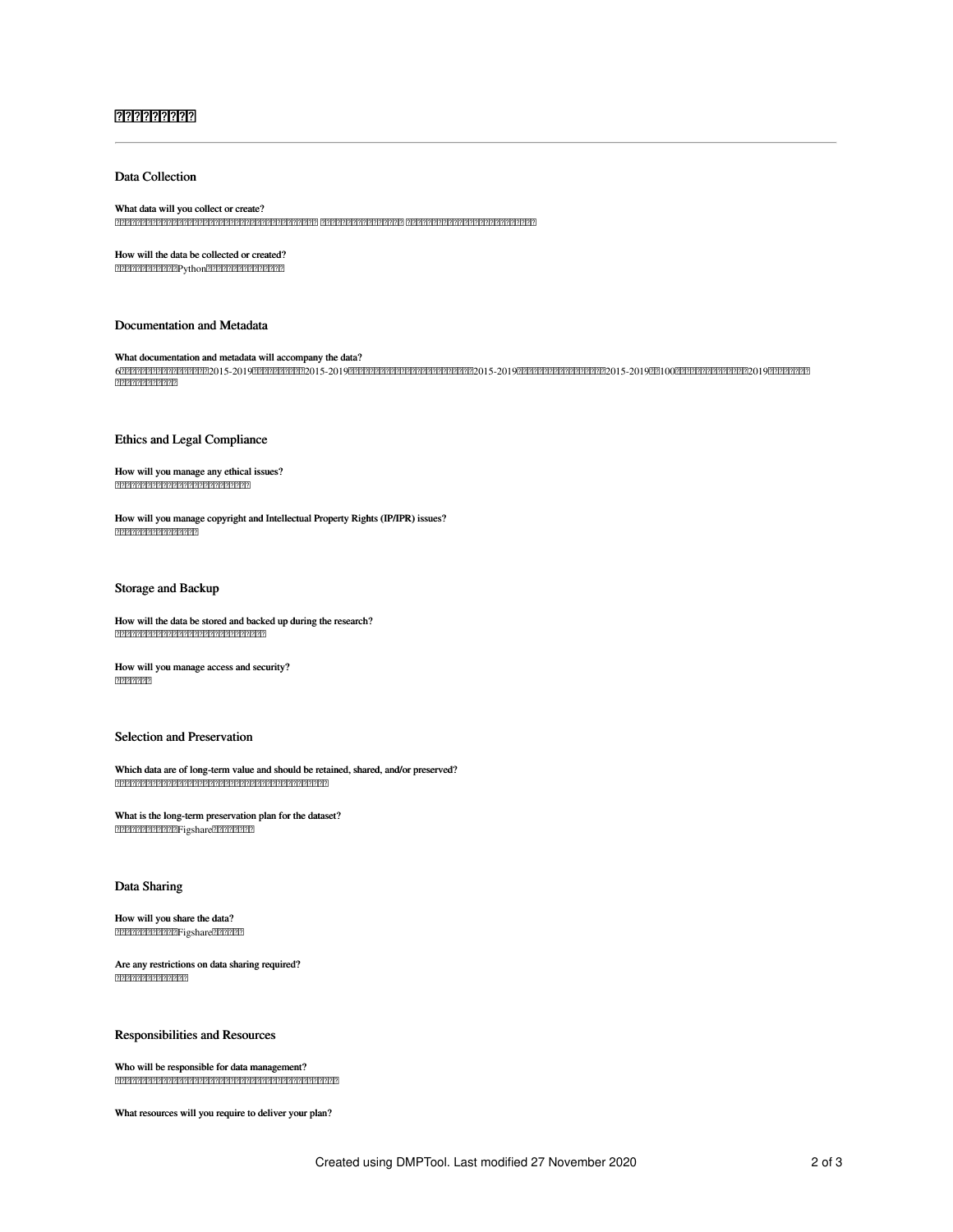## Data Collection

**What data will you collect or create?**

**How will the data be collected or created?**

Python

## Documentation and Metadata

**What documentation and metadata will accompany the data?**

6 2015-2019 2015-2019 2015-2019 2015-2019 100 2019

## Ethics and Legal Compliance

**How will you manage any ethical issues?**

**How will you manage copyright and Intellectual Property Rights (IP/IPR) issues?**

## Storage and Backup

**How will the data be stored and backed up during the research?**

**How will you manage access and security?**

## Selection and Preservation

**Which data are of long-term value and should be retained, shared, and/or preserved?**

**What is the long-term preservation plan for the dataset?**

Figshare

## Data Sharing

**How will you share the data?**

Figshare

**Are any restrictions on data sharing required?**

## Responsibilities and Resources

**Who will be responsible for data management?**

**What resources will you require to deliver your plan?**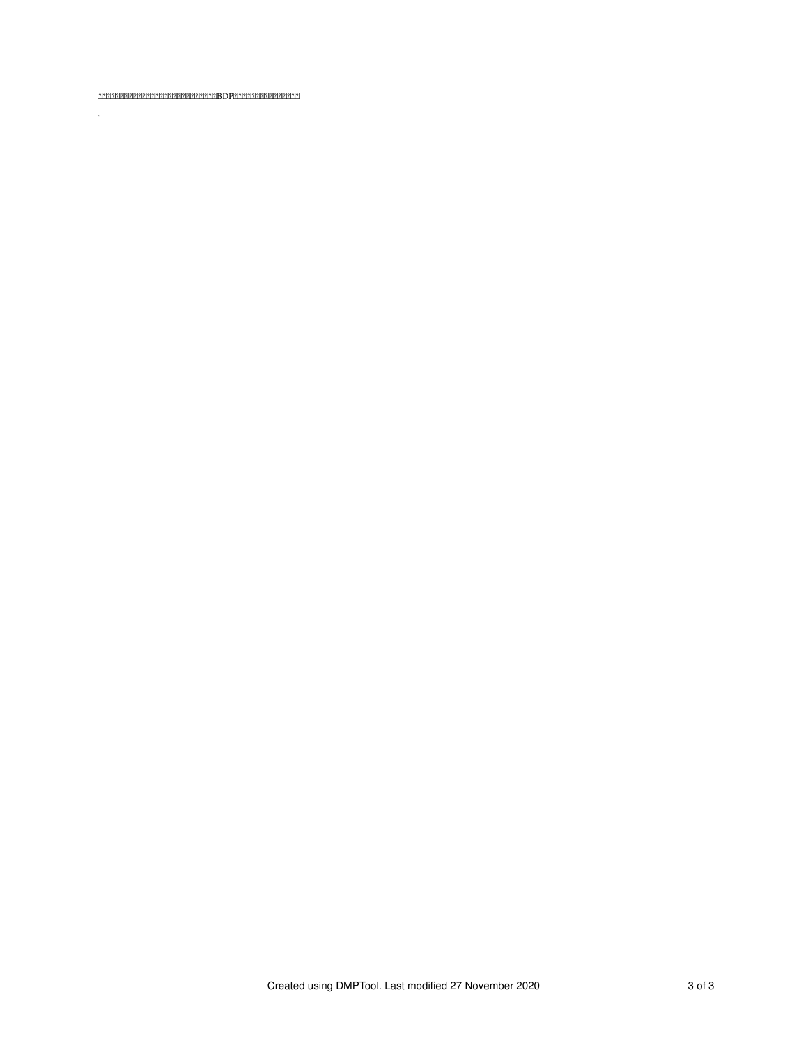BDP